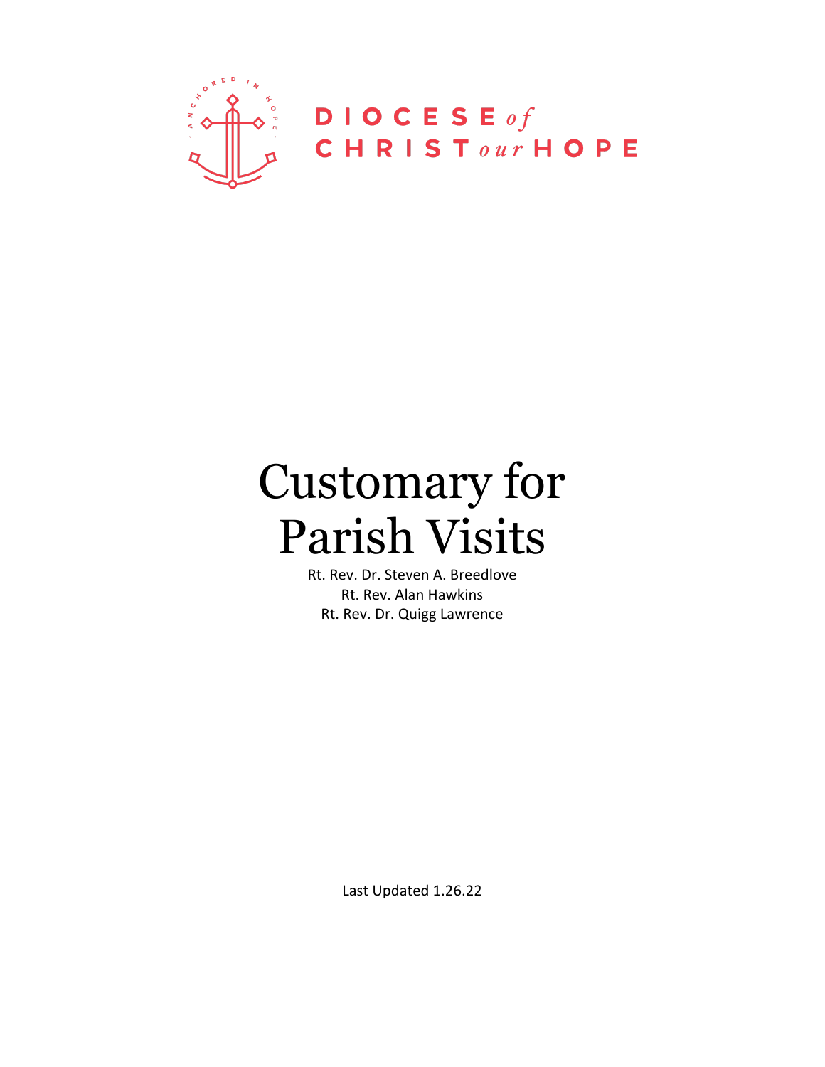DIOCESE *of* CHRIST *our* HOPE

# Customary for Parish Visits

Rt. Rev. Dr. Steven A. Breedlove
Rt. Rev. Alan Hawkins
Rt. Rev. Dr. Quigg Lawrence

Last Updated 1.26.22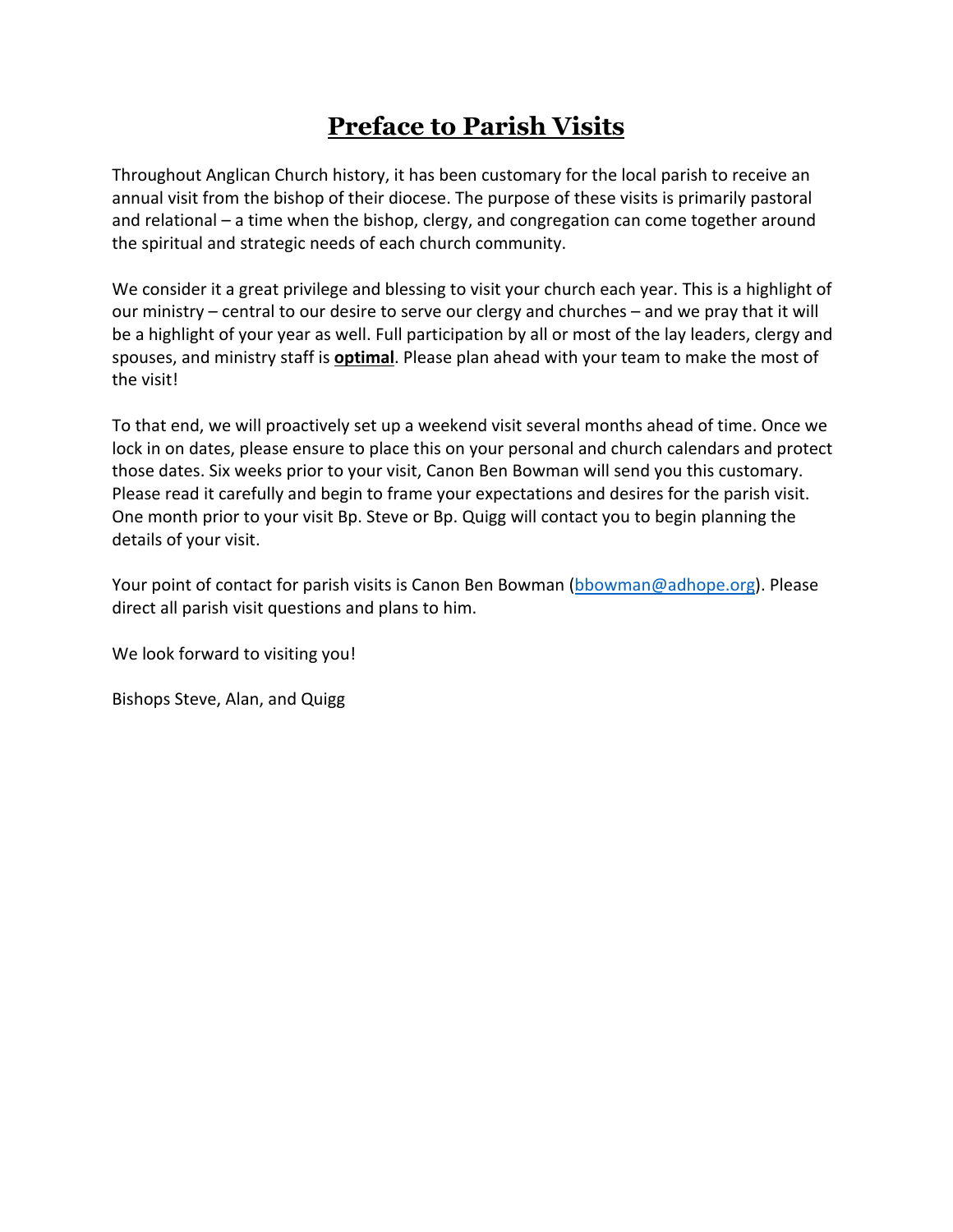# Preface to Parish Visits

Throughout Anglican Church history, it has been customary for the local parish to receive an annual visit from the bishop of their diocese. The purpose of these visits is primarily pastoral and relational – a time when the bishop, clergy, and congregation can come together around the spiritual and strategic needs of each church community.

We consider it a great privilege and blessing to visit your church each year. This is a highlight of our ministry – central to our desire to serve our clergy and churches – and we pray that it will be a highlight of your year as well. Full participation by all or most of the lay leaders, clergy and spouses, and ministry staff is **optimal**. Please plan ahead with your team to make the most of the visit!

To that end, we will proactively set up a weekend visit several months ahead of time. Once we lock in on dates, please ensure to place this on your personal and church calendars and protect those dates. Six weeks prior to your visit, Canon Ben Bowman will send you this customary. Please read it carefully and begin to frame your expectations and desires for the parish visit. One month prior to your visit Bp. Steve or Bp. Quigg will contact you to begin planning the details of your visit.

Your point of contact for parish visits is Canon Ben Bowman (bbowman@adhope.org). Please direct all parish visit questions and plans to him.

We look forward to visiting you!

Bishops Steve, Alan, and Quigg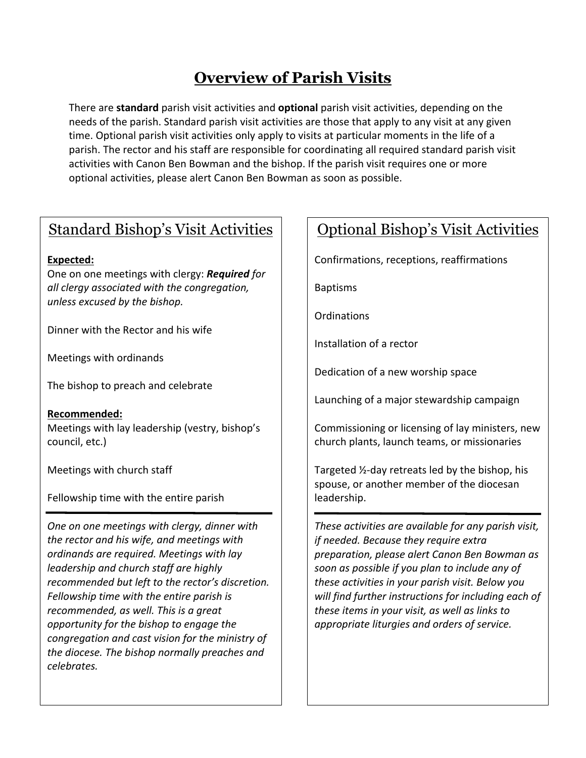# Overview of Parish Visits

There are **standard** parish visit activities and **optional** parish visit activities, depending on the needs of the parish. Standard parish visit activities are those that apply to any visit at any given time. Optional parish visit activities only apply to visits at particular moments in the life of a parish. The rector and his staff are responsible for coordinating all required standard parish visit activities with Canon Ben Bowman and the bishop. If the parish visit requires one or more optional activities, please alert Canon Ben Bowman as soon as possible.

## Standard Bishop's Visit Activities

**Expected:**

One on one meetings with clergy: ***Required*** *for all clergy associated with the congregation, unless excused by the bishop.*

Dinner with the Rector and his wife

Meetings with ordinands

The bishop to preach and celebrate

**Recommended:**

Meetings with lay leadership (vestry, bishop's council, etc.)

Meetings with church staff

Fellowship time with the entire parish

---

*One on one meetings with clergy, dinner with the rector and his wife, and meetings with ordinands are required. Meetings with lay leadership and church staff are highly recommended but left to the rector's discretion. Fellowship time with the entire parish is recommended, as well. This is a great opportunity for the bishop to engage the congregation and cast vision for the ministry of the diocese. The bishop normally preaches and celebrates.*

## Optional Bishop's Visit Activities

Confirmations, receptions, reaffirmations

Baptisms

Ordinations

Installation of a rector

Dedication of a new worship space

Launching of a major stewardship campaign

Commissioning or licensing of lay ministers, new church plants, launch teams, or missionaries

Targeted ½-day retreats led by the bishop, his spouse, or another member of the diocesan leadership.

---

*These activities are available for any parish visit, if needed. Because they require extra preparation, please alert Canon Ben Bowman as soon as possible if you plan to include any of these activities in your parish visit. Below you will find further instructions for including each of these items in your visit, as well as links to appropriate liturgies and orders of service.*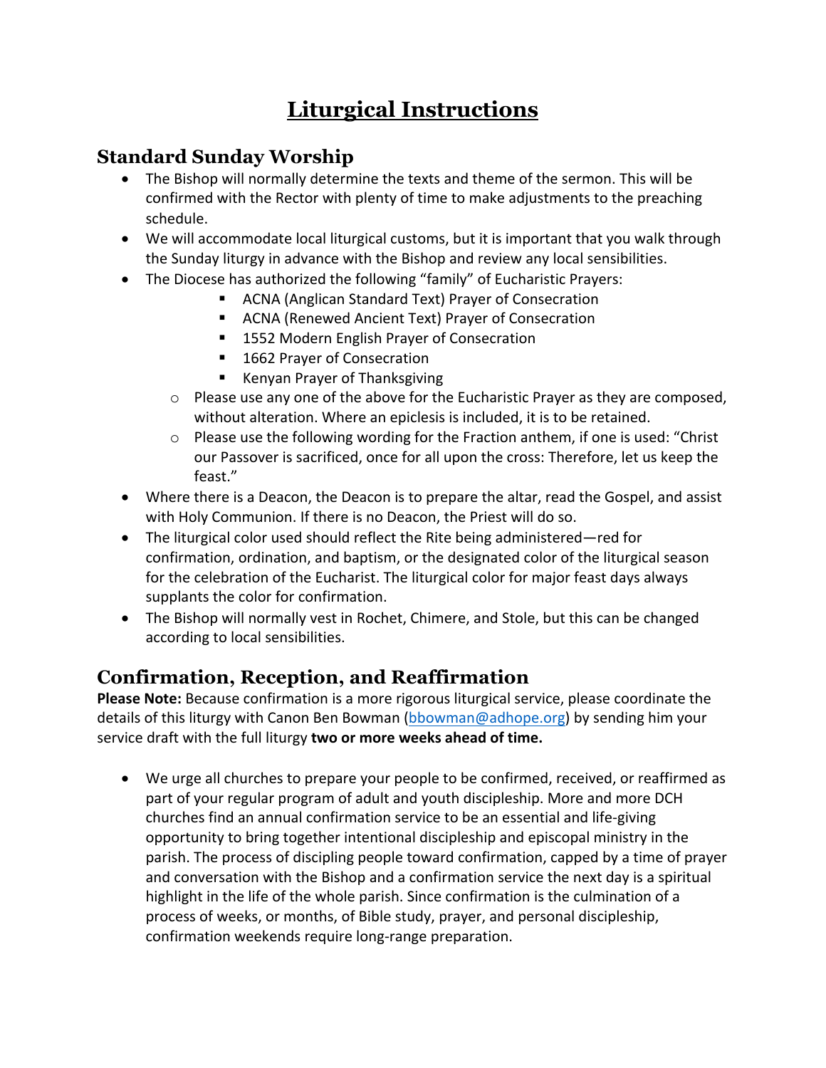# Liturgical Instructions

## Standard Sunday Worship

- The Bishop will normally determine the texts and theme of the sermon. This will be confirmed with the Rector with plenty of time to make adjustments to the preaching schedule.
- We will accommodate local liturgical customs, but it is important that you walk through the Sunday liturgy in advance with the Bishop and review any local sensibilities.
- The Diocese has authorized the following "family" of Eucharistic Prayers:
    - ACNA (Anglican Standard Text) Prayer of Consecration
    - ACNA (Renewed Ancient Text) Prayer of Consecration
    - 1552 Modern English Prayer of Consecration
    - 1662 Prayer of Consecration
    - Kenyan Prayer of Thanksgiving
  - Please use any one of the above for the Eucharistic Prayer as they are composed, without alteration. Where an epiclesis is included, it is to be retained.
  - Please use the following wording for the Fraction anthem, if one is used: "Christ our Passover is sacrificed, once for all upon the cross: Therefore, let us keep the feast."
- Where there is a Deacon, the Deacon is to prepare the altar, read the Gospel, and assist with Holy Communion. If there is no Deacon, the Priest will do so.
- The liturgical color used should reflect the Rite being administered—red for confirmation, ordination, and baptism, or the designated color of the liturgical season for the celebration of the Eucharist. The liturgical color for major feast days always supplants the color for confirmation.
- The Bishop will normally vest in Rochet, Chimere, and Stole, but this can be changed according to local sensibilities.

## Confirmation, Reception, and Reaffirmation

**Please Note:** Because confirmation is a more rigorous liturgical service, please coordinate the details of this liturgy with Canon Ben Bowman (bbowman@adhope.org) by sending him your service draft with the full liturgy **two or more weeks ahead of time.**

- We urge all churches to prepare your people to be confirmed, received, or reaffirmed as part of your regular program of adult and youth discipleship. More and more DCH churches find an annual confirmation service to be an essential and life-giving opportunity to bring together intentional discipleship and episcopal ministry in the parish. The process of discipling people toward confirmation, capped by a time of prayer and conversation with the Bishop and a confirmation service the next day is a spiritual highlight in the life of the whole parish. Since confirmation is the culmination of a process of weeks, or months, of Bible study, prayer, and personal discipleship, confirmation weekends require long-range preparation.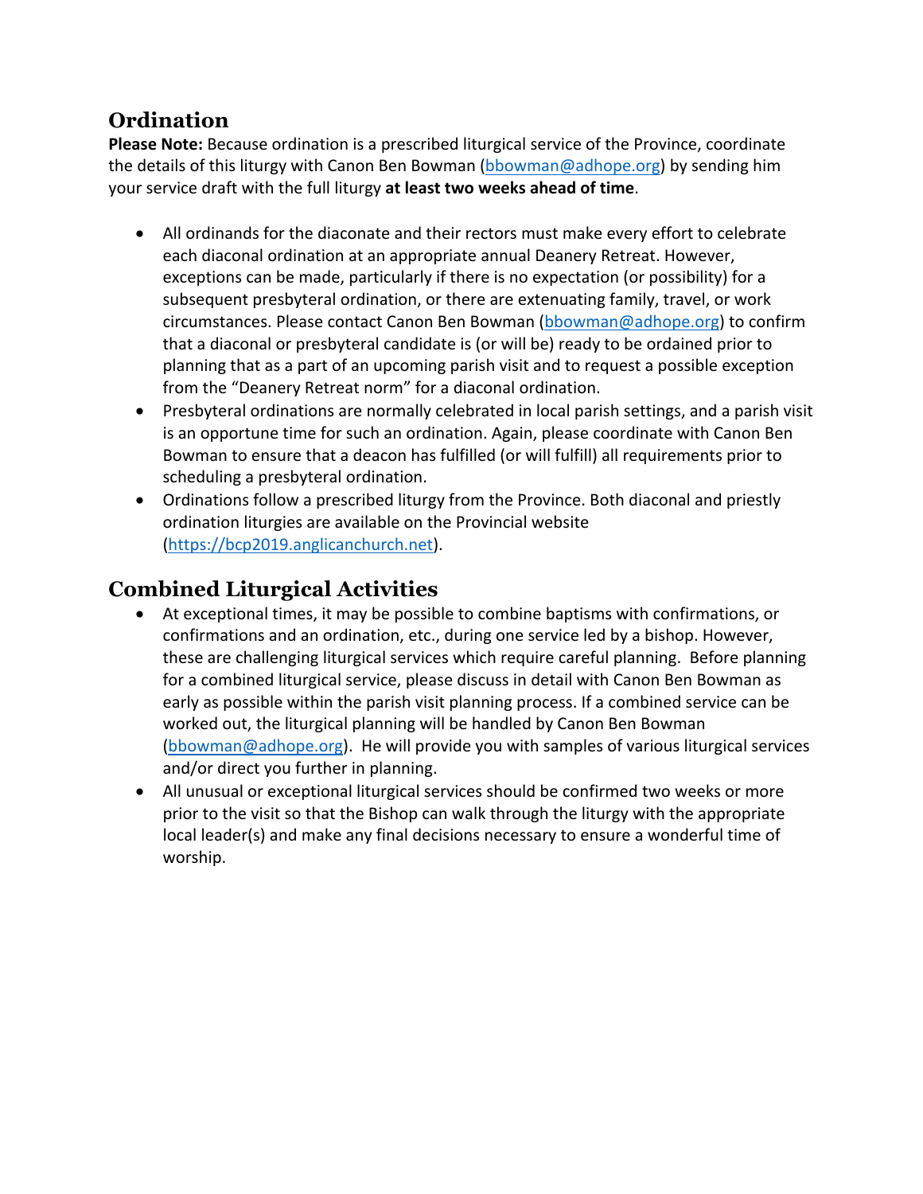## Ordination

**Please Note:** Because ordination is a prescribed liturgical service of the Province, coordinate the details of this liturgy with Canon Ben Bowman (bbowman@adhope.org) by sending him your service draft with the full liturgy **at least two weeks ahead of time**.

- All ordinands for the diaconate and their rectors must make every effort to celebrate each diaconal ordination at an appropriate annual Deanery Retreat. However, exceptions can be made, particularly if there is no expectation (or possibility) for a subsequent presbyteral ordination, or there are extenuating family, travel, or work circumstances. Please contact Canon Ben Bowman (bbowman@adhope.org) to confirm that a diaconal or presbyteral candidate is (or will be) ready to be ordained prior to planning that as a part of an upcoming parish visit and to request a possible exception from the "Deanery Retreat norm" for a diaconal ordination.
- Presbyteral ordinations are normally celebrated in local parish settings, and a parish visit is an opportune time for such an ordination. Again, please coordinate with Canon Ben Bowman to ensure that a deacon has fulfilled (or will fulfill) all requirements prior to scheduling a presbyteral ordination.
- Ordinations follow a prescribed liturgy from the Province. Both diaconal and priestly ordination liturgies are available on the Provincial website (https://bcp2019.anglicanchurch.net).

## Combined Liturgical Activities

- At exceptional times, it may be possible to combine baptisms with confirmations, or confirmations and an ordination, etc., during one service led by a bishop. However, these are challenging liturgical services which require careful planning. Before planning for a combined liturgical service, please discuss in detail with Canon Ben Bowman as early as possible within the parish visit planning process. If a combined service can be worked out, the liturgical planning will be handled by Canon Ben Bowman (bbowman@adhope.org). He will provide you with samples of various liturgical services and/or direct you further in planning.
- All unusual or exceptional liturgical services should be confirmed two weeks or more prior to the visit so that the Bishop can walk through the liturgy with the appropriate local leader(s) and make any final decisions necessary to ensure a wonderful time of worship.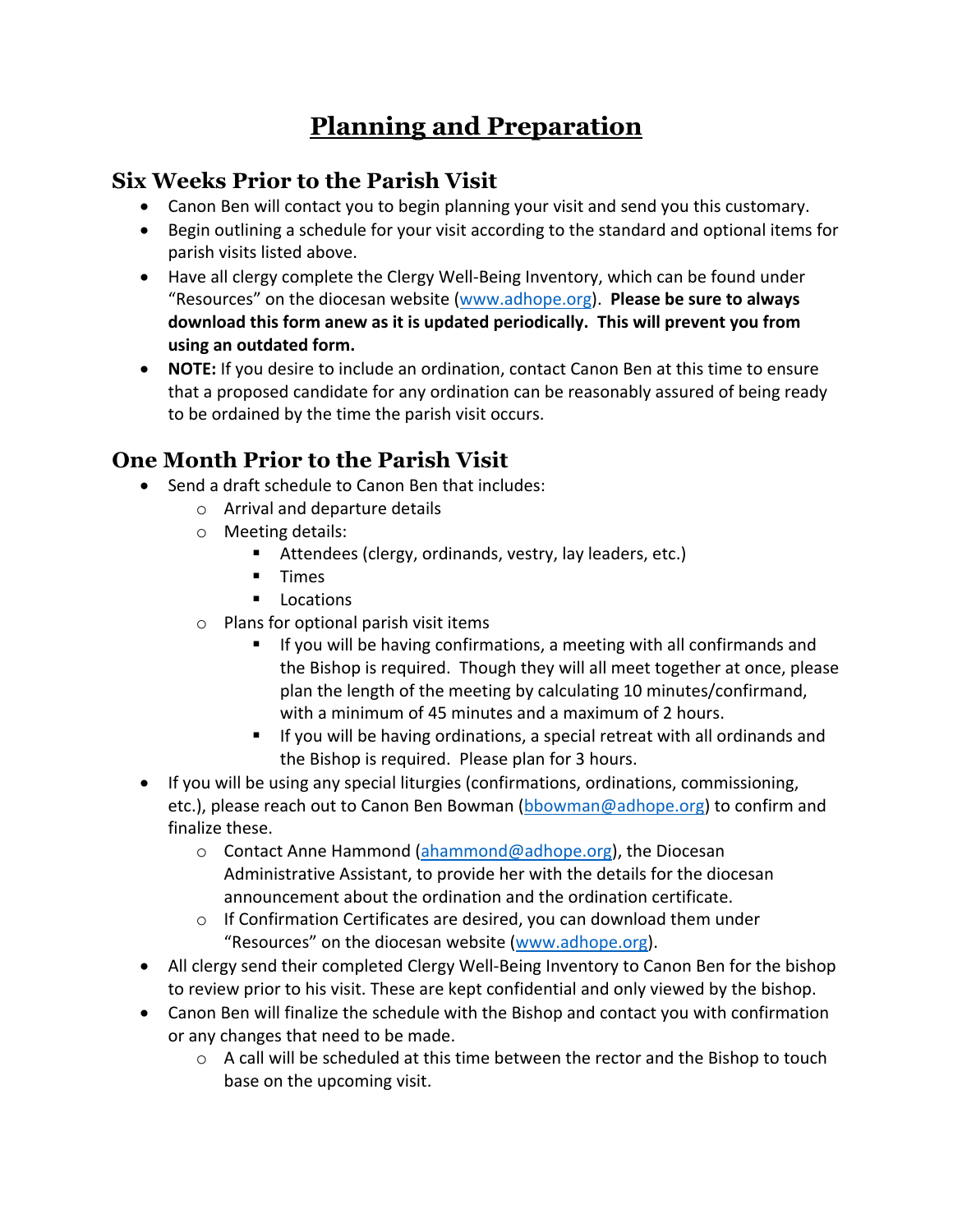# Planning and Preparation

## Six Weeks Prior to the Parish Visit

- Canon Ben will contact you to begin planning your visit and send you this customary.
- Begin outlining a schedule for your visit according to the standard and optional items for parish visits listed above.
- Have all clergy complete the Clergy Well-Being Inventory, which can be found under "Resources" on the diocesan website ([www.adhope.org](http://www.adhope.org)). **Please be sure to always download this form anew as it is updated periodically. This will prevent you from using an outdated form.**
- **NOTE:** If you desire to include an ordination, contact Canon Ben at this time to ensure that a proposed candidate for any ordination can be reasonably assured of being ready to be ordained by the time the parish visit occurs.

## One Month Prior to the Parish Visit

- Send a draft schedule to Canon Ben that includes:
  - Arrival and departure details
  - Meeting details:
    - Attendees (clergy, ordinands, vestry, lay leaders, etc.)
    - Times
    - Locations
  - Plans for optional parish visit items
    - If you will be having confirmations, a meeting with all confirmands and the Bishop is required. Though they will all meet together at once, please plan the length of the meeting by calculating 10 minutes/confirmand, with a minimum of 45 minutes and a maximum of 2 hours.
    - If you will be having ordinations, a special retreat with all ordinands and the Bishop is required. Please plan for 3 hours.
- If you will be using any special liturgies (confirmations, ordinations, commissioning, etc.), please reach out to Canon Ben Bowman ([bbowman@adhope.org](mailto:bbowman@adhope.org)) to confirm and finalize these.
  - Contact Anne Hammond ([ahammond@adhope.org](mailto:ahammond@adhope.org)), the Diocesan Administrative Assistant, to provide her with the details for the diocesan announcement about the ordination and the ordination certificate.
  - If Confirmation Certificates are desired, you can download them under "Resources" on the diocesan website ([www.adhope.org](http://www.adhope.org)).
- All clergy send their completed Clergy Well-Being Inventory to Canon Ben for the bishop to review prior to his visit. These are kept confidential and only viewed by the bishop.
- Canon Ben will finalize the schedule with the Bishop and contact you with confirmation or any changes that need to be made.
  - A call will be scheduled at this time between the rector and the Bishop to touch base on the upcoming visit.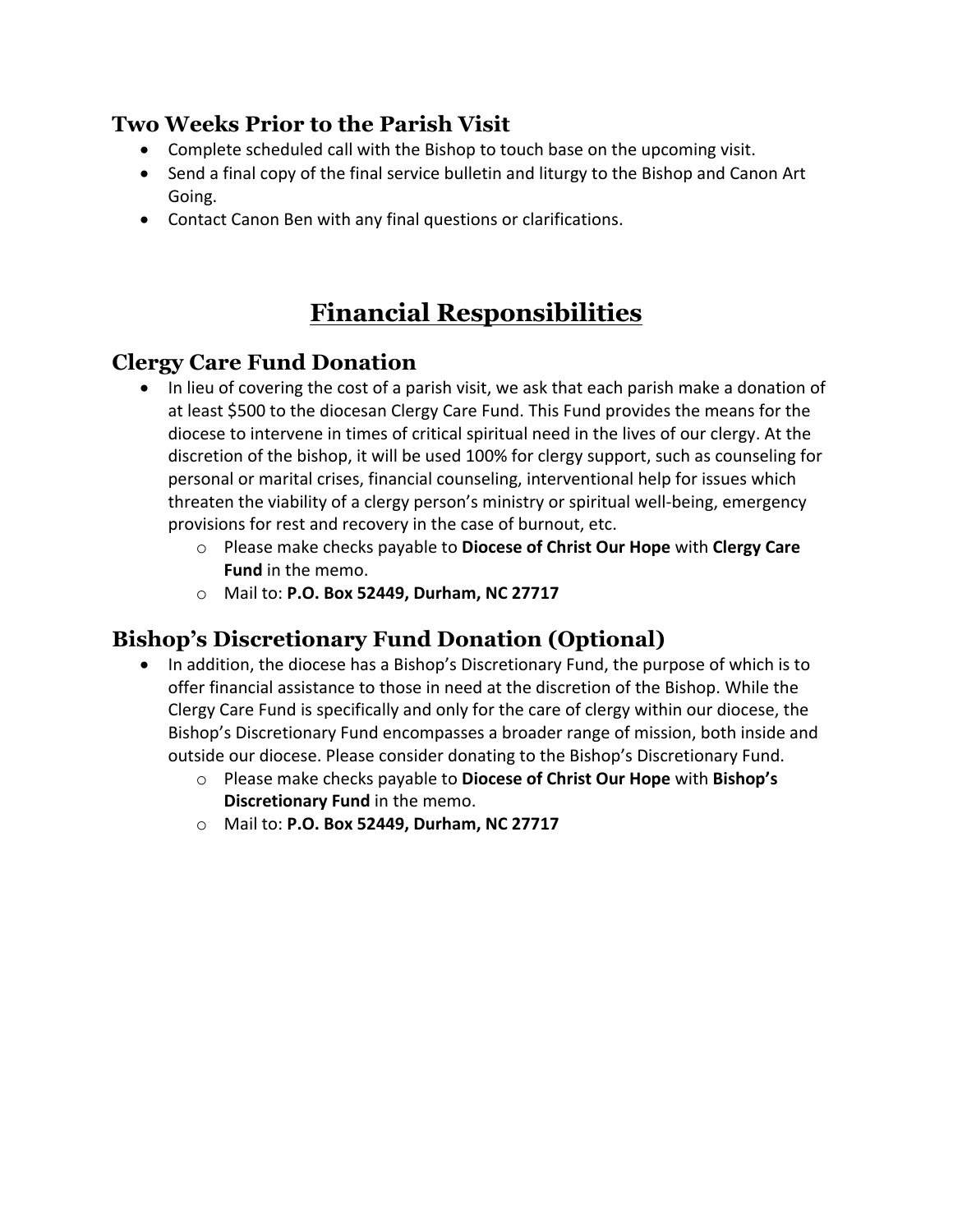### Two Weeks Prior to the Parish Visit

- Complete scheduled call with the Bishop to touch base on the upcoming visit.
- Send a final copy of the final service bulletin and liturgy to the Bishop and Canon Art Going.
- Contact Canon Ben with any final questions or clarifications.

## Financial Responsibilities

### Clergy Care Fund Donation

- In lieu of covering the cost of a parish visit, we ask that each parish make a donation of at least $500 to the diocesan Clergy Care Fund. This Fund provides the means for the diocese to intervene in times of critical spiritual need in the lives of our clergy. At the discretion of the bishop, it will be used 100% for clergy support, such as counseling for personal or marital crises, financial counseling, interventional help for issues which threaten the viability of a clergy person's ministry or spiritual well-being, emergency provisions for rest and recovery in the case of burnout, etc.
  - Please make checks payable to **Diocese of Christ Our Hope** with **Clergy Care Fund** in the memo.
  - Mail to: **P.O. Box 52449, Durham, NC 27717**

### Bishop's Discretionary Fund Donation (Optional)

- In addition, the diocese has a Bishop's Discretionary Fund, the purpose of which is to offer financial assistance to those in need at the discretion of the Bishop. While the Clergy Care Fund is specifically and only for the care of clergy within our diocese, the Bishop's Discretionary Fund encompasses a broader range of mission, both inside and outside our diocese. Please consider donating to the Bishop's Discretionary Fund.
  - Please make checks payable to **Diocese of Christ Our Hope** with **Bishop's Discretionary Fund** in the memo.
  - Mail to: **P.O. Box 52449, Durham, NC 27717**